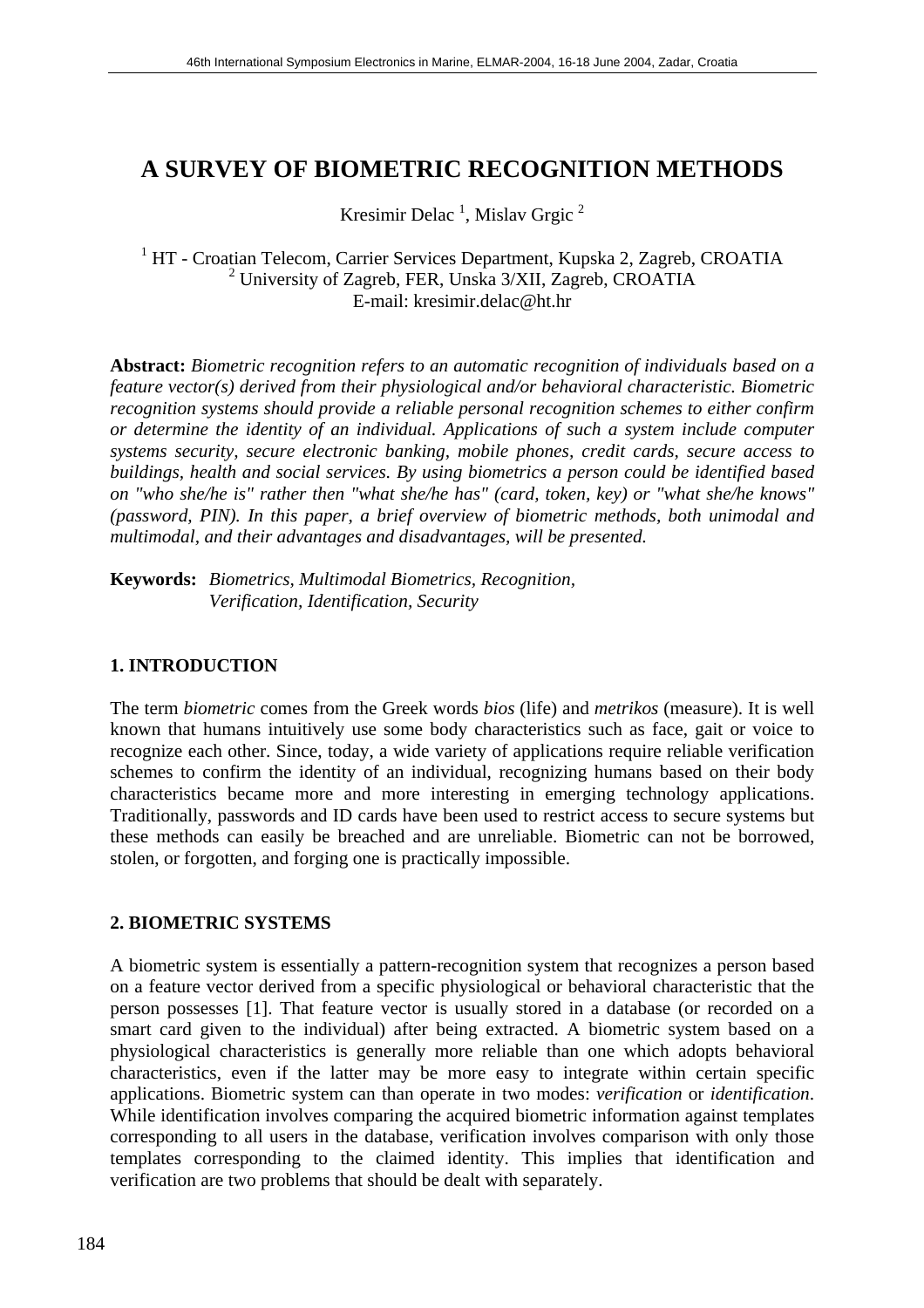# A SURVEY OF BIOMETRIC RECOGNITION METHODS

Kresimir Delac [1], Mislav Grgic [2]

[1] HT - Croatian Telecom, Carrier Services Department, Kupska 2, Zagreb, CROATIA
[2] University of Zagreb, FER, Unska 3/XII, Zagreb, CROATIA
E-mail: kresimir.delac@ht.hr

**Abstract:** *Biometric recognition refers to an automatic recognition of individuals based on a feature vector(s) derived from their physiological and/or behavioral characteristic. Biometric recognition systems should provide a reliable personal recognition schemes to either confirm or determine the identity of an individual. Applications of such a system include computer systems security, secure electronic banking, mobile phones, credit cards, secure access to buildings, health and social services. By using biometrics a person could be identified based on "who she/he is" rather then "what she/he has" (card, token, key) or "what she/he knows" (password, PIN). In this paper, a brief overview of biometric methods, both unimodal and multimodal, and their advantages and disadvantages, will be presented.*

**Keywords:** *Biometrics, Multimodal Biometrics, Recognition, Verification, Identification, Security*

## 1. INTRODUCTION

The term *biometric* comes from the Greek words *bios* (life) and *metrikos* (measure). It is well known that humans intuitively use some body characteristics such as face, gait or voice to recognize each other. Since, today, a wide variety of applications require reliable verification schemes to confirm the identity of an individual, recognizing humans based on their body characteristics became more and more interesting in emerging technology applications. Traditionally, passwords and ID cards have been used to restrict access to secure systems but these methods can easily be breached and are unreliable. Biometric can not be borrowed, stolen, or forgotten, and forging one is practically impossible.

## 2. BIOMETRIC SYSTEMS

A biometric system is essentially a pattern-recognition system that recognizes a person based on a feature vector derived from a specific physiological or behavioral characteristic that the person possesses [1]. That feature vector is usually stored in a database (or recorded on a smart card given to the individual) after being extracted. A biometric system based on a physiological characteristics is generally more reliable than one which adopts behavioral characteristics, even if the latter may be more easy to integrate within certain specific applications. Biometric system can than operate in two modes: *verification* or *identification*. While identification involves comparing the acquired biometric information against templates corresponding to all users in the database, verification involves comparison with only those templates corresponding to the claimed identity. This implies that identification and verification are two problems that should be dealt with separately.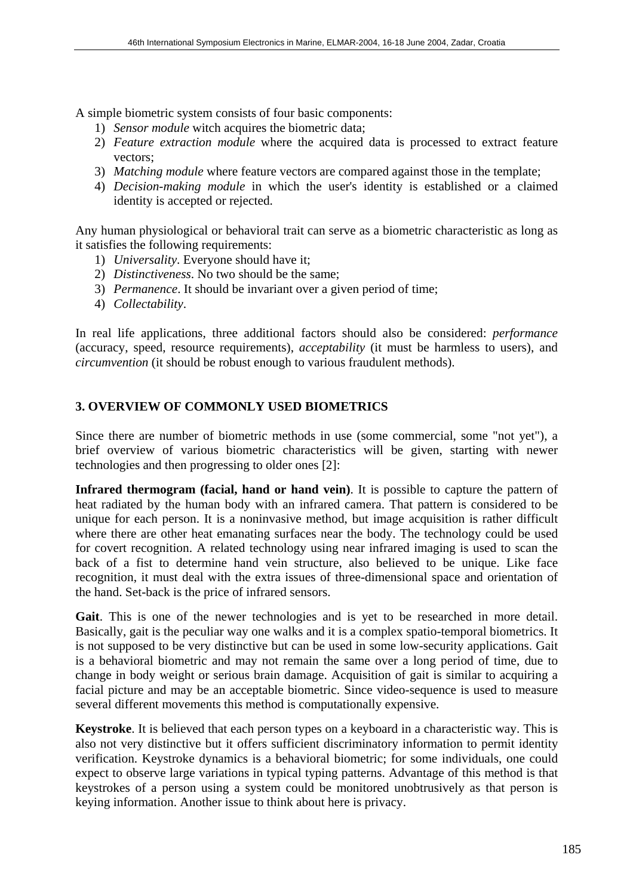A simple biometric system consists of four basic components:

1) *Sensor module* witch acquires the biometric data;
2) *Feature extraction module* where the acquired data is processed to extract feature vectors;
3) *Matching module* where feature vectors are compared against those in the template;
4) *Decision-making module* in which the user's identity is established or a claimed identity is accepted or rejected.

Any human physiological or behavioral trait can serve as a biometric characteristic as long as it satisfies the following requirements:

1) *Universality*. Everyone should have it;
2) *Distinctiveness*. No two should be the same;
3) *Permanence*. It should be invariant over a given period of time;
4) *Collectability*.

In real life applications, three additional factors should also be considered: *performance* (accuracy, speed, resource requirements), *acceptability* (it must be harmless to users), and *circumvention* (it should be robust enough to various fraudulent methods).

## 3. OVERVIEW OF COMMONLY USED BIOMETRICS

Since there are number of biometric methods in use (some commercial, some "not yet"), a brief overview of various biometric characteristics will be given, starting with newer technologies and then progressing to older ones [2]:

**Infrared thermogram (facial, hand or hand vein)**. It is possible to capture the pattern of heat radiated by the human body with an infrared camera. That pattern is considered to be unique for each person. It is a noninvasive method, but image acquisition is rather difficult where there are other heat emanating surfaces near the body. The technology could be used for covert recognition. A related technology using near infrared imaging is used to scan the back of a fist to determine hand vein structure, also believed to be unique. Like face recognition, it must deal with the extra issues of three-dimensional space and orientation of the hand. Set-back is the price of infrared sensors.

**Gait**. This is one of the newer technologies and is yet to be researched in more detail. Basically, gait is the peculiar way one walks and it is a complex spatio-temporal biometrics. It is not supposed to be very distinctive but can be used in some low-security applications. Gait is a behavioral biometric and may not remain the same over a long period of time, due to change in body weight or serious brain damage. Acquisition of gait is similar to acquiring a facial picture and may be an acceptable biometric. Since video-sequence is used to measure several different movements this method is computationally expensive.

**Keystroke**. It is believed that each person types on a keyboard in a characteristic way. This is also not very distinctive but it offers sufficient discriminatory information to permit identity verification. Keystroke dynamics is a behavioral biometric; for some individuals, one could expect to observe large variations in typical typing patterns. Advantage of this method is that keystrokes of a person using a system could be monitored unobtrusively as that person is keying information. Another issue to think about here is privacy.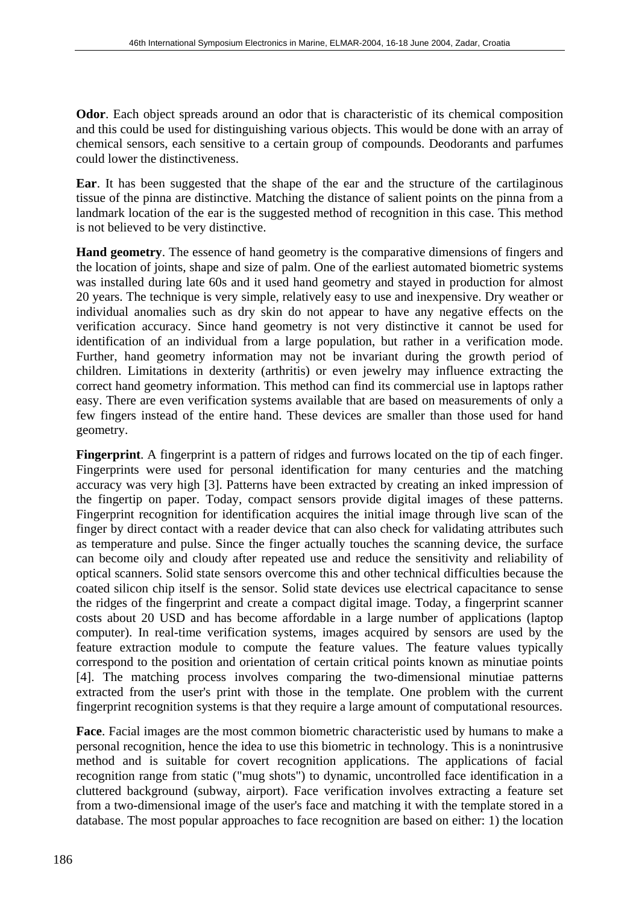**Odor**. Each object spreads around an odor that is characteristic of its chemical composition and this could be used for distinguishing various objects. This would be done with an array of chemical sensors, each sensitive to a certain group of compounds. Deodorants and parfumes could lower the distinctiveness.

**Ear**. It has been suggested that the shape of the ear and the structure of the cartilaginous tissue of the pinna are distinctive. Matching the distance of salient points on the pinna from a landmark location of the ear is the suggested method of recognition in this case. This method is not believed to be very distinctive.

**Hand geometry**. The essence of hand geometry is the comparative dimensions of fingers and the location of joints, shape and size of palm. One of the earliest automated biometric systems was installed during late 60s and it used hand geometry and stayed in production for almost 20 years. The technique is very simple, relatively easy to use and inexpensive. Dry weather or individual anomalies such as dry skin do not appear to have any negative effects on the verification accuracy. Since hand geometry is not very distinctive it cannot be used for identification of an individual from a large population, but rather in a verification mode. Further, hand geometry information may not be invariant during the growth period of children. Limitations in dexterity (arthritis) or even jewelry may influence extracting the correct hand geometry information. This method can find its commercial use in laptops rather easy. There are even verification systems available that are based on measurements of only a few fingers instead of the entire hand. These devices are smaller than those used for hand geometry.

**Fingerprint**. A fingerprint is a pattern of ridges and furrows located on the tip of each finger. Fingerprints were used for personal identification for many centuries and the matching accuracy was very high [3]. Patterns have been extracted by creating an inked impression of the fingertip on paper. Today, compact sensors provide digital images of these patterns. Fingerprint recognition for identification acquires the initial image through live scan of the finger by direct contact with a reader device that can also check for validating attributes such as temperature and pulse. Since the finger actually touches the scanning device, the surface can become oily and cloudy after repeated use and reduce the sensitivity and reliability of optical scanners. Solid state sensors overcome this and other technical difficulties because the coated silicon chip itself is the sensor. Solid state devices use electrical capacitance to sense the ridges of the fingerprint and create a compact digital image. Today, a fingerprint scanner costs about 20 USD and has become affordable in a large number of applications (laptop computer). In real-time verification systems, images acquired by sensors are used by the feature extraction module to compute the feature values. The feature values typically correspond to the position and orientation of certain critical points known as minutiae points [4]. The matching process involves comparing the two-dimensional minutiae patterns extracted from the user's print with those in the template. One problem with the current fingerprint recognition systems is that they require a large amount of computational resources.

**Face**. Facial images are the most common biometric characteristic used by humans to make a personal recognition, hence the idea to use this biometric in technology. This is a nonintrusive method and is suitable for covert recognition applications. The applications of facial recognition range from static ("mug shots") to dynamic, uncontrolled face identification in a cluttered background (subway, airport). Face verification involves extracting a feature set from a two-dimensional image of the user's face and matching it with the template stored in a database. The most popular approaches to face recognition are based on either: 1) the location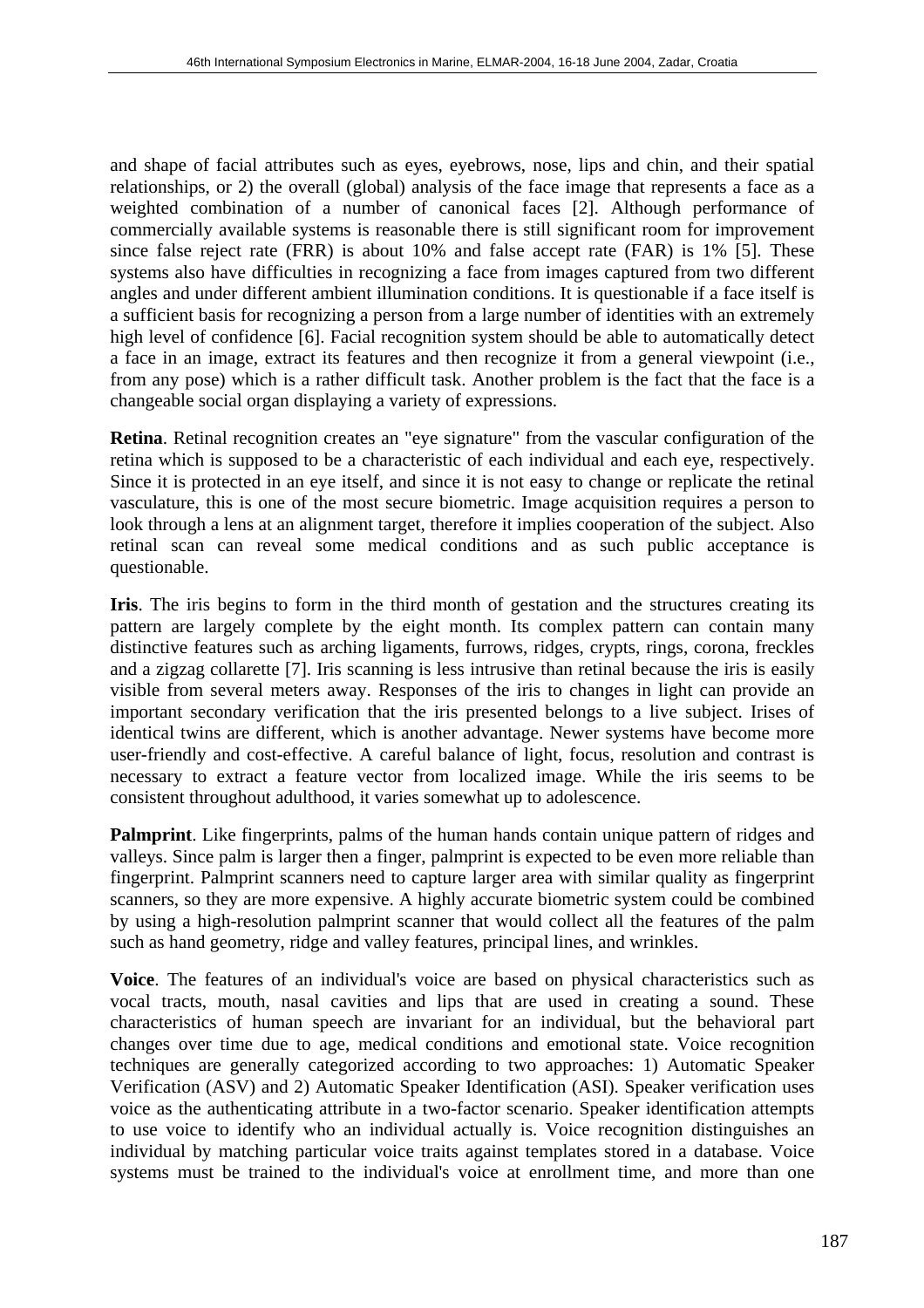and shape of facial attributes such as eyes, eyebrows, nose, lips and chin, and their spatial relationships, or 2) the overall (global) analysis of the face image that represents a face as a weighted combination of a number of canonical faces [2]. Although performance of commercially available systems is reasonable there is still significant room for improvement since false reject rate (FRR) is about 10% and false accept rate (FAR) is 1% [5]. These systems also have difficulties in recognizing a face from images captured from two different angles and under different ambient illumination conditions. It is questionable if a face itself is a sufficient basis for recognizing a person from a large number of identities with an extremely high level of confidence [6]. Facial recognition system should be able to automatically detect a face in an image, extract its features and then recognize it from a general viewpoint (i.e., from any pose) which is a rather difficult task. Another problem is the fact that the face is a changeable social organ displaying a variety of expressions.

**Retina**. Retinal recognition creates an "eye signature" from the vascular configuration of the retina which is supposed to be a characteristic of each individual and each eye, respectively. Since it is protected in an eye itself, and since it is not easy to change or replicate the retinal vasculature, this is one of the most secure biometric. Image acquisition requires a person to look through a lens at an alignment target, therefore it implies cooperation of the subject. Also retinal scan can reveal some medical conditions and as such public acceptance is questionable.

**Iris**. The iris begins to form in the third month of gestation and the structures creating its pattern are largely complete by the eight month. Its complex pattern can contain many distinctive features such as arching ligaments, furrows, ridges, crypts, rings, corona, freckles and a zigzag collarette [7]. Iris scanning is less intrusive than retinal because the iris is easily visible from several meters away. Responses of the iris to changes in light can provide an important secondary verification that the iris presented belongs to a live subject. Irises of identical twins are different, which is another advantage. Newer systems have become more user-friendly and cost-effective. A careful balance of light, focus, resolution and contrast is necessary to extract a feature vector from localized image. While the iris seems to be consistent throughout adulthood, it varies somewhat up to adolescence.

**Palmprint**. Like fingerprints, palms of the human hands contain unique pattern of ridges and valleys. Since palm is larger then a finger, palmprint is expected to be even more reliable than fingerprint. Palmprint scanners need to capture larger area with similar quality as fingerprint scanners, so they are more expensive. A highly accurate biometric system could be combined by using a high-resolution palmprint scanner that would collect all the features of the palm such as hand geometry, ridge and valley features, principal lines, and wrinkles.

**Voice**. The features of an individual's voice are based on physical characteristics such as vocal tracts, mouth, nasal cavities and lips that are used in creating a sound. These characteristics of human speech are invariant for an individual, but the behavioral part changes over time due to age, medical conditions and emotional state. Voice recognition techniques are generally categorized according to two approaches: 1) Automatic Speaker Verification (ASV) and 2) Automatic Speaker Identification (ASI). Speaker verification uses voice as the authenticating attribute in a two-factor scenario. Speaker identification attempts to use voice to identify who an individual actually is. Voice recognition distinguishes an individual by matching particular voice traits against templates stored in a database. Voice systems must be trained to the individual's voice at enrollment time, and more than one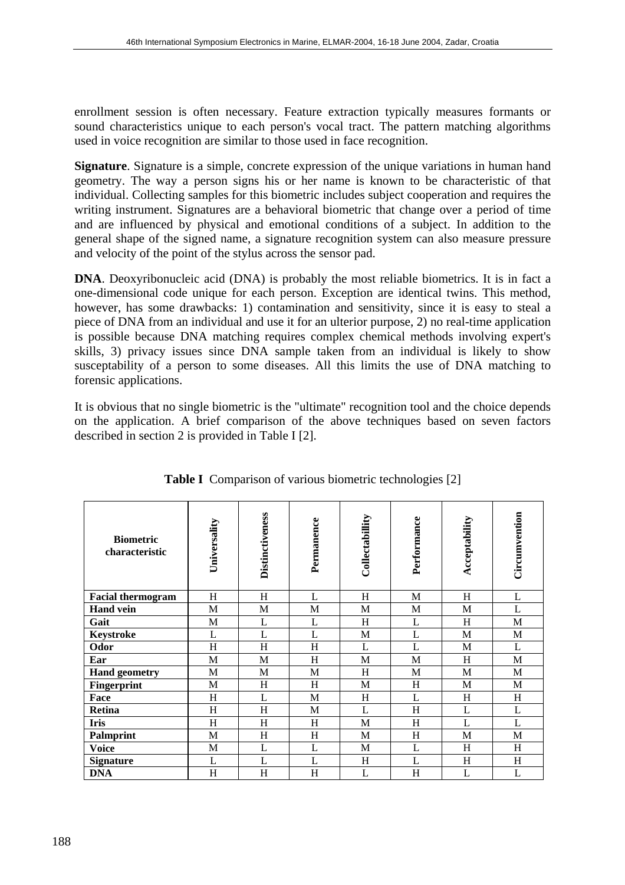enrollment session is often necessary. Feature extraction typically measures formants or sound characteristics unique to each person's vocal tract. The pattern matching algorithms used in voice recognition are similar to those used in face recognition.

**Signature**. Signature is a simple, concrete expression of the unique variations in human hand geometry. The way a person signs his or her name is known to be characteristic of that individual. Collecting samples for this biometric includes subject cooperation and requires the writing instrument. Signatures are a behavioral biometric that change over a period of time and are influenced by physical and emotional conditions of a subject. In addition to the general shape of the signed name, a signature recognition system can also measure pressure and velocity of the point of the stylus across the sensor pad.

**DNA**. Deoxyribonucleic acid (DNA) is probably the most reliable biometrics. It is in fact a one-dimensional code unique for each person. Exception are identical twins. This method, however, has some drawbacks: 1) contamination and sensitivity, since it is easy to steal a piece of DNA from an individual and use it for an ulterior purpose, 2) no real-time application is possible because DNA matching requires complex chemical methods involving expert's skills, 3) privacy issues since DNA sample taken from an individual is likely to show susceptability of a person to some diseases. All this limits the use of DNA matching to forensic applications.

It is obvious that no single biometric is the "ultimate" recognition tool and the choice depends on the application. A brief comparison of the above techniques based on seven factors described in section 2 is provided in Table I [2].

**Table I** Comparison of various biometric technologies [2]

| Biometric characteristic | Universality | Distinctiveness | Permanence | Collectabillity | Performance | Acceptability | Circumvention |
|---|---|---|---|---|---|---|---|
| **Facial thermogram** | H | H | L | H | M | H | L |
| **Hand vein** | M | M | M | M | M | M | L |
| **Gait** | M | L | L | H | L | H | M |
| **Keystroke** | L | L | L | M | L | M | M |
| **Odor** | H | H | H | L | L | M | L |
| **Ear** | M | M | H | M | M | H | M |
| **Hand geometry** | M | M | M | H | M | M | M |
| **Fingerprint** | M | H | H | M | H | M | M |
| **Face** | H | L | M | H | L | H | H |
| **Retina** | H | H | M | L | H | L | L |
| **Iris** | H | H | H | M | H | L | L |
| **Palmprint** | M | H | H | M | H | M | M |
| **Voice** | M | L | L | M | L | H | H |
| **Signature** | L | L | L | H | L | H | H |
| **DNA** | H | H | H | L | H | L | L |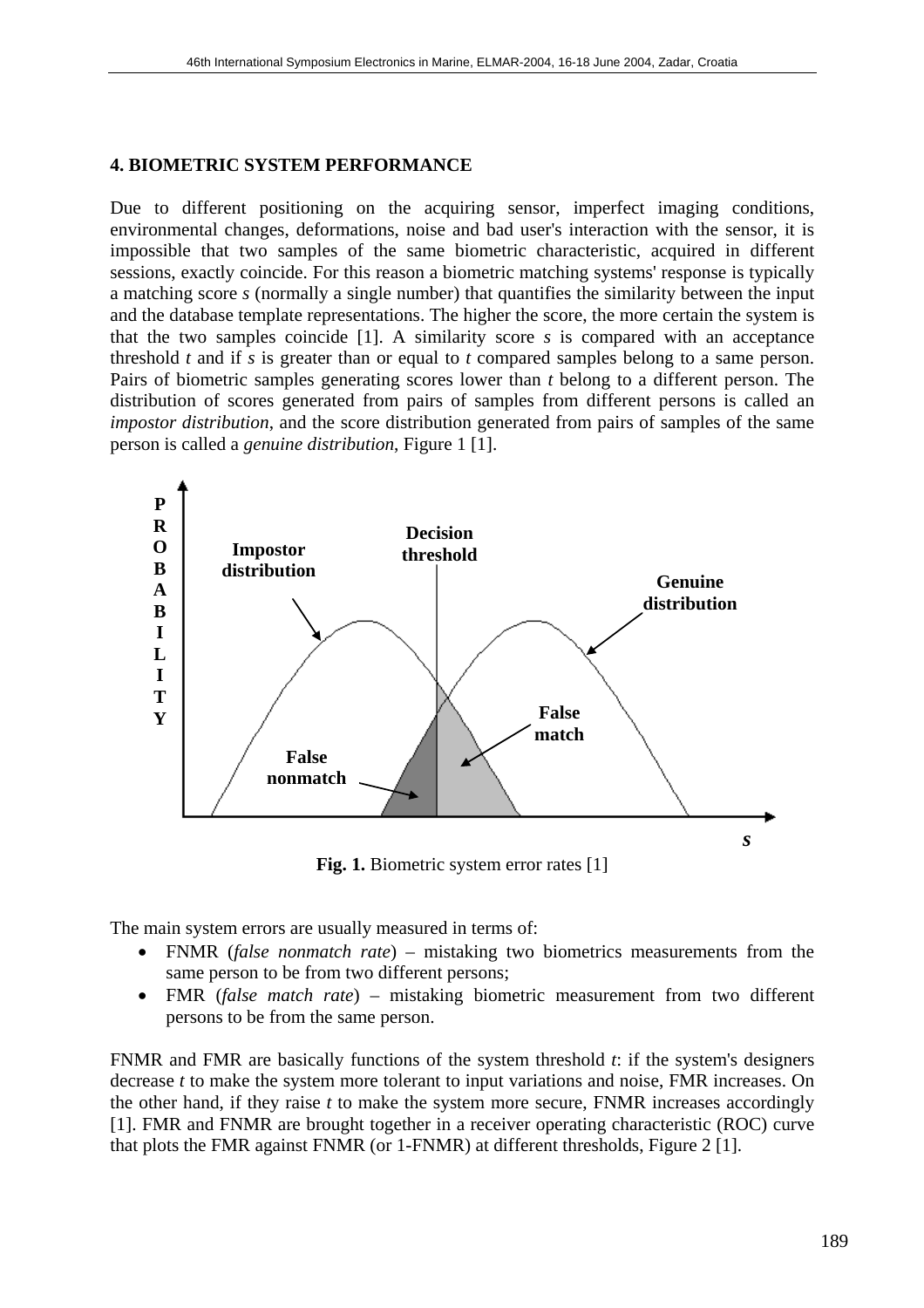## 4. BIOMETRIC SYSTEM PERFORMANCE

Due to different positioning on the acquiring sensor, imperfect imaging conditions, environmental changes, deformations, noise and bad user's interaction with the sensor, it is impossible that two samples of the same biometric characteristic, acquired in different sessions, exactly coincide. For this reason a biometric matching systems' response is typically a matching score $s$ (normally a single number) that quantifies the similarity between the input and the database template representations. The higher the score, the more certain the system is that the two samples coincide [1]. A similarity score $s$ is compared with an acceptance threshold $t$ and if $s$ is greater than or equal to $t$ compared samples belong to a same person. Pairs of biometric samples generating scores lower than $t$ belong to a different person. The distribution of scores generated from pairs of samples from different persons is called an *impostor distribution*, and the score distribution generated from pairs of samples of the same person is called a *genuine distribution*, Figure 1 [1].

**Fig. 1.** Biometric system error rates [1]

The main system errors are usually measured in terms of:

- FNMR (*false nonmatch rate*) – mistaking two biometrics measurements from the same person to be from two different persons;
- FMR (*false match rate*) – mistaking biometric measurement from two different persons to be from the same person.

FNMR and FMR are basically functions of the system threshold $t$: if the system's designers decrease $t$ to make the system more tolerant to input variations and noise, FMR increases. On the other hand, if they raise $t$ to make the system more secure, FNMR increases accordingly [1]. FMR and FNMR are brought together in a receiver operating characteristic (ROC) curve that plots the FMR against FNMR (or 1-FNMR) at different thresholds, Figure 2 [1].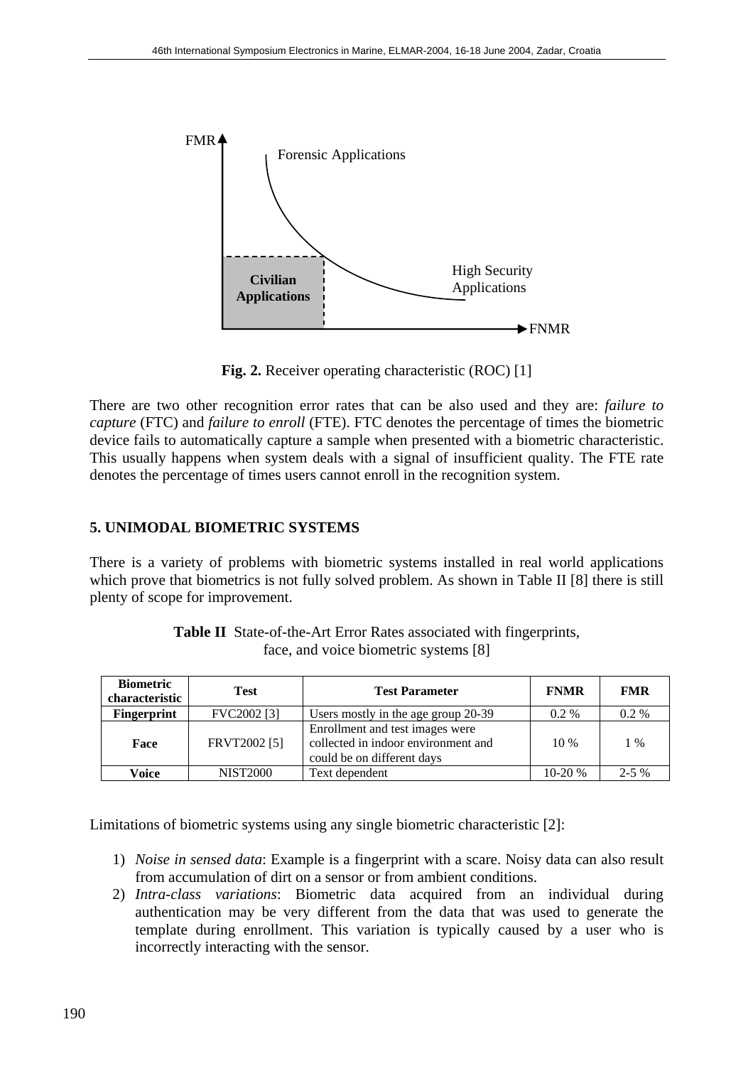**Fig. 2.** Receiver operating characteristic (ROC) [1]

There are two other recognition error rates that can be also used and they are: *failure to capture* (FTC) and *failure to enroll* (FTE). FTC denotes the percentage of times the biometric device fails to automatically capture a sample when presented with a biometric characteristic. This usually happens when system deals with a signal of insufficient quality. The FTE rate denotes the percentage of times users cannot enroll in the recognition system.

## 5. UNIMODAL BIOMETRIC SYSTEMS

There is a variety of problems with biometric systems installed in real world applications which prove that biometrics is not fully solved problem. As shown in Table II [8] there is still plenty of scope for improvement.

**Table II** State-of-the-Art Error Rates associated with fingerprints, face, and voice biometric systems [8]

| Biometric characteristic | Test | Test Parameter | FNMR | FMR |
|---|---|---|---|---|
| **Fingerprint** | FVC2002 [3] | Users mostly in the age group 20-39 | 0.2 % | 0.2 % |
| **Face** | FRVT2002 [5] | Enrollment and test images were collected in indoor environment and could be on different days | 10 % | 1 % |
| **Voice** | NIST2000 | Text dependent | 10-20 % | 2-5 % |

Limitations of biometric systems using any single biometric characteristic [2]:

1) *Noise in sensed data*: Example is a fingerprint with a scare. Noisy data can also result from accumulation of dirt on a sensor or from ambient conditions.
2) *Intra-class variations*: Biometric data acquired from an individual during authentication may be very different from the data that was used to generate the template during enrollment. This variation is typically caused by a user who is incorrectly interacting with the sensor.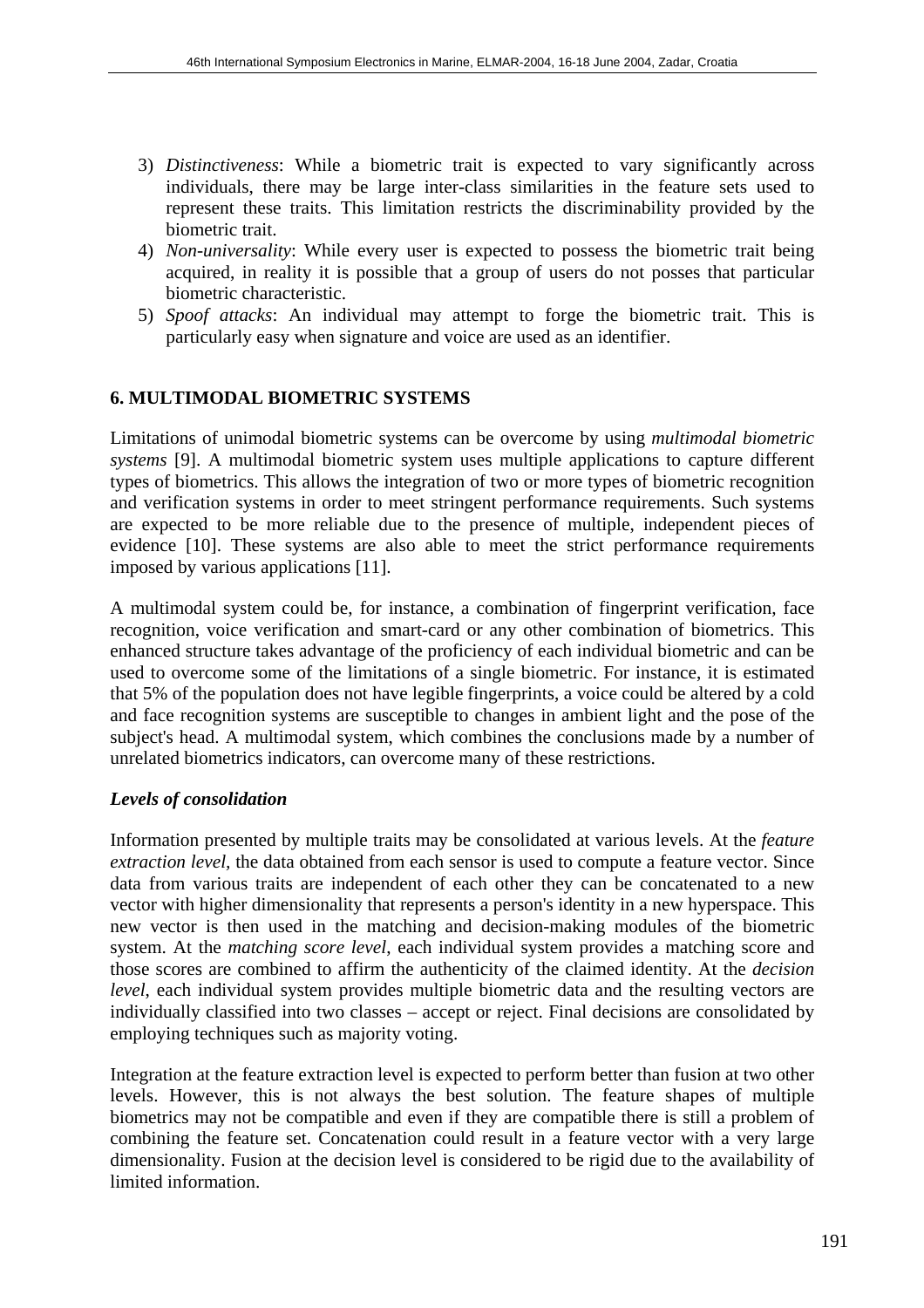3) *Distinctiveness*: While a biometric trait is expected to vary significantly across individuals, there may be large inter-class similarities in the feature sets used to represent these traits. This limitation restricts the discriminability provided by the biometric trait.
4) *Non-universality*: While every user is expected to possess the biometric trait being acquired, in reality it is possible that a group of users do not posses that particular biometric characteristic.
5) *Spoof attacks*: An individual may attempt to forge the biometric trait. This is particularly easy when signature and voice are used as an identifier.

## 6. MULTIMODAL BIOMETRIC SYSTEMS

Limitations of unimodal biometric systems can be overcome by using *multimodal biometric systems* [9]. A multimodal biometric system uses multiple applications to capture different types of biometrics. This allows the integration of two or more types of biometric recognition and verification systems in order to meet stringent performance requirements. Such systems are expected to be more reliable due to the presence of multiple, independent pieces of evidence [10]. These systems are also able to meet the strict performance requirements imposed by various applications [11].

A multimodal system could be, for instance, a combination of fingerprint verification, face recognition, voice verification and smart-card or any other combination of biometrics. This enhanced structure takes advantage of the proficiency of each individual biometric and can be used to overcome some of the limitations of a single biometric. For instance, it is estimated that 5% of the population does not have legible fingerprints, a voice could be altered by a cold and face recognition systems are susceptible to changes in ambient light and the pose of the subject's head. A multimodal system, which combines the conclusions made by a number of unrelated biometrics indicators, can overcome many of these restrictions.

### *Levels of consolidation*

Information presented by multiple traits may be consolidated at various levels. At the *feature extraction level*, the data obtained from each sensor is used to compute a feature vector. Since data from various traits are independent of each other they can be concatenated to a new vector with higher dimensionality that represents a person's identity in a new hyperspace. This new vector is then used in the matching and decision-making modules of the biometric system. At the *matching score level*, each individual system provides a matching score and those scores are combined to affirm the authenticity of the claimed identity. At the *decision level*, each individual system provides multiple biometric data and the resulting vectors are individually classified into two classes – accept or reject. Final decisions are consolidated by employing techniques such as majority voting.

Integration at the feature extraction level is expected to perform better than fusion at two other levels. However, this is not always the best solution. The feature shapes of multiple biometrics may not be compatible and even if they are compatible there is still a problem of combining the feature set. Concatenation could result in a feature vector with a very large dimensionality. Fusion at the decision level is considered to be rigid due to the availability of limited information.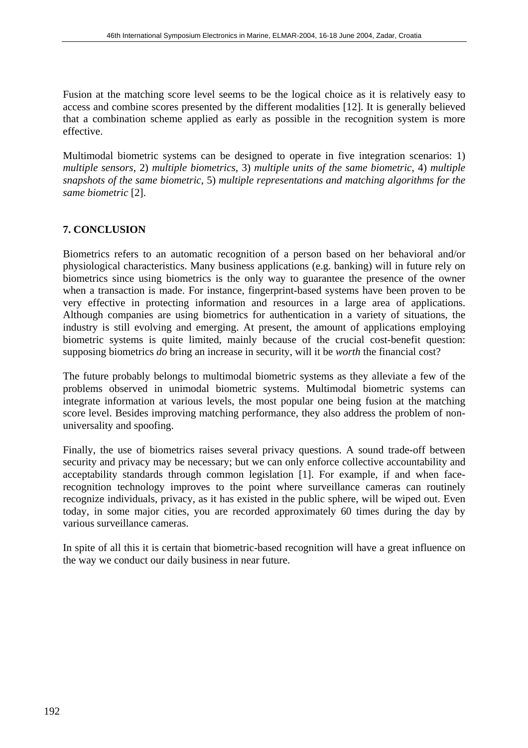Fusion at the matching score level seems to be the logical choice as it is relatively easy to access and combine scores presented by the different modalities [12]. It is generally believed that a combination scheme applied as early as possible in the recognition system is more effective.

Multimodal biometric systems can be designed to operate in five integration scenarios: 1) *multiple sensors*, 2) *multiple biometrics*, 3) *multiple units of the same biometric*, 4) *multiple snapshots of the same biometric*, 5) *multiple representations and matching algorithms for the same biometric* [2].

## 7. CONCLUSION

Biometrics refers to an automatic recognition of a person based on her behavioral and/or physiological characteristics. Many business applications (e.g. banking) will in future rely on biometrics since using biometrics is the only way to guarantee the presence of the owner when a transaction is made. For instance, fingerprint-based systems have been proven to be very effective in protecting information and resources in a large area of applications. Although companies are using biometrics for authentication in a variety of situations, the industry is still evolving and emerging. At present, the amount of applications employing biometric systems is quite limited, mainly because of the crucial cost-benefit question: supposing biometrics *do* bring an increase in security, will it be *worth* the financial cost?

The future probably belongs to multimodal biometric systems as they alleviate a few of the problems observed in unimodal biometric systems. Multimodal biometric systems can integrate information at various levels, the most popular one being fusion at the matching score level. Besides improving matching performance, they also address the problem of non-universality and spoofing.

Finally, the use of biometrics raises several privacy questions. A sound trade-off between security and privacy may be necessary; but we can only enforce collective accountability and acceptability standards through common legislation [1]. For example, if and when face-recognition technology improves to the point where surveillance cameras can routinely recognize individuals, privacy, as it has existed in the public sphere, will be wiped out. Even today, in some major cities, you are recorded approximately 60 times during the day by various surveillance cameras.

In spite of all this it is certain that biometric-based recognition will have a great influence on the way we conduct our daily business in near future.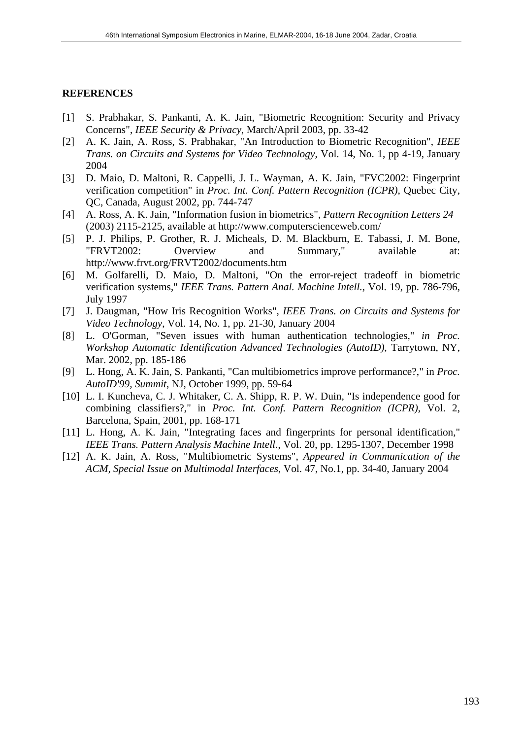**REFERENCES**

[1] S. Prabhakar, S. Pankanti, A. K. Jain, "Biometric Recognition: Security and Privacy Concerns", *IEEE Security & Privacy*, March/April 2003, pp. 33-42

[2] A. K. Jain, A. Ross, S. Prabhakar, "An Introduction to Biometric Recognition", *IEEE Trans. on Circuits and Systems for Video Technology*, Vol. 14, No. 1, pp 4-19, January 2004

[3] D. Maio, D. Maltoni, R. Cappelli, J. L. Wayman, A. K. Jain, "FVC2002: Fingerprint verification competition" in *Proc. Int. Conf. Pattern Recognition (ICPR)*, Quebec City, QC, Canada, August 2002, pp. 744-747

[4] A. Ross, A. K. Jain, "Information fusion in biometrics", *Pattern Recognition Letters 24* (2003) 2115-2125, available at http://www.computerscienceweb.com/

[5] P. J. Philips, P. Grother, R. J. Micheals, D. M. Blackburn, E. Tabassi, J. M. Bone, "FRVT2002: Overview and Summary," available at: http://www.frvt.org/FRVT2002/documents.htm

[6] M. Golfarelli, D. Maio, D. Maltoni, "On the error-reject tradeoff in biometric verification systems," *IEEE Trans. Pattern Anal. Machine Intell.*, Vol. 19, pp. 786-796, July 1997

[7] J. Daugman, "How Iris Recognition Works", *IEEE Trans. on Circuits and Systems for Video Technology*, Vol. 14, No. 1, pp. 21-30, January 2004

[8] L. O'Gorman, "Seven issues with human authentication technologies," *in Proc. Workshop Automatic Identification Advanced Technologies (AutoID)*, Tarrytown, NY, Mar. 2002, pp. 185-186

[9] L. Hong, A. K. Jain, S. Pankanti, "Can multibiometrics improve performance?," in *Proc. AutoID'99, Summit*, NJ, October 1999, pp. 59-64

[10] L. I. Kuncheva, C. J. Whitaker, C. A. Shipp, R. P. W. Duin, "Is independence good for combining classifiers?," in *Proc. Int. Conf. Pattern Recognition (ICPR)*, Vol. 2, Barcelona, Spain, 2001, pp. 168-171

[11] L. Hong, A. K. Jain, "Integrating faces and fingerprints for personal identification," *IEEE Trans. Pattern Analysis Machine Intell*., Vol. 20, pp. 1295-1307, December 1998

[12] A. K. Jain, A. Ross, "Multibiometric Systems", *Appeared in Communication of the ACM, Special Issue on Multimodal Interfaces*, Vol. 47, No.1, pp. 34-40, January 2004